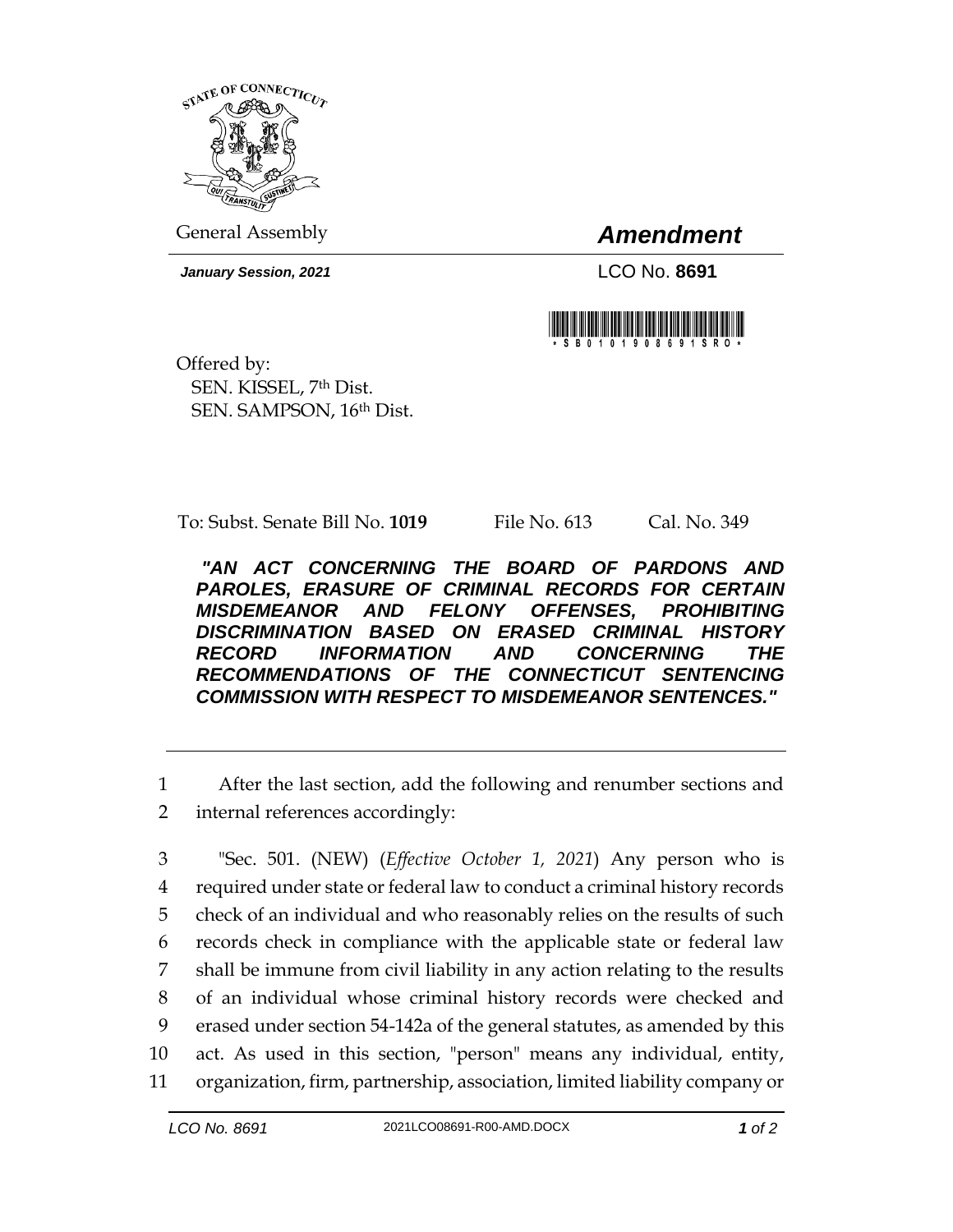General Assembly

# *Amendment*

***January Session, 2021***

LCO No. **8691**

Offered by:
SEN. KISSEL, 7th Dist.
SEN. SAMPSON, 16th Dist.

To: Subst. Senate Bill No. **1019** File No. 613 Cal. No. 349

***"AN ACT CONCERNING THE BOARD OF PARDONS AND PAROLES, ERASURE OF CRIMINAL RECORDS FOR CERTAIN MISDEMEANOR AND FELONY OFFENSES, PROHIBITING DISCRIMINATION BASED ON ERASED CRIMINAL HISTORY RECORD INFORMATION AND CONCERNING THE RECOMMENDATIONS OF THE CONNECTICUT SENTENCING COMMISSION WITH RESPECT TO MISDEMEANOR SENTENCES."***

1 After the last section, add the following and renumber sections and
2 internal references accordingly:

3 "Sec. 501. (NEW) (*Effective October 1, 2021*) Any person who is
4 required under state or federal law to conduct a criminal history records
5 check of an individual and who reasonably relies on the results of such
6 records check in compliance with the applicable state or federal law
7 shall be immune from civil liability in any action relating to the results
8 of an individual whose criminal history records were checked and
9 erased under section 54-142a of the general statutes, as amended by this
10 act. As used in this section, "person" means any individual, entity,
11 organization, firm, partnership, association, limited liability company or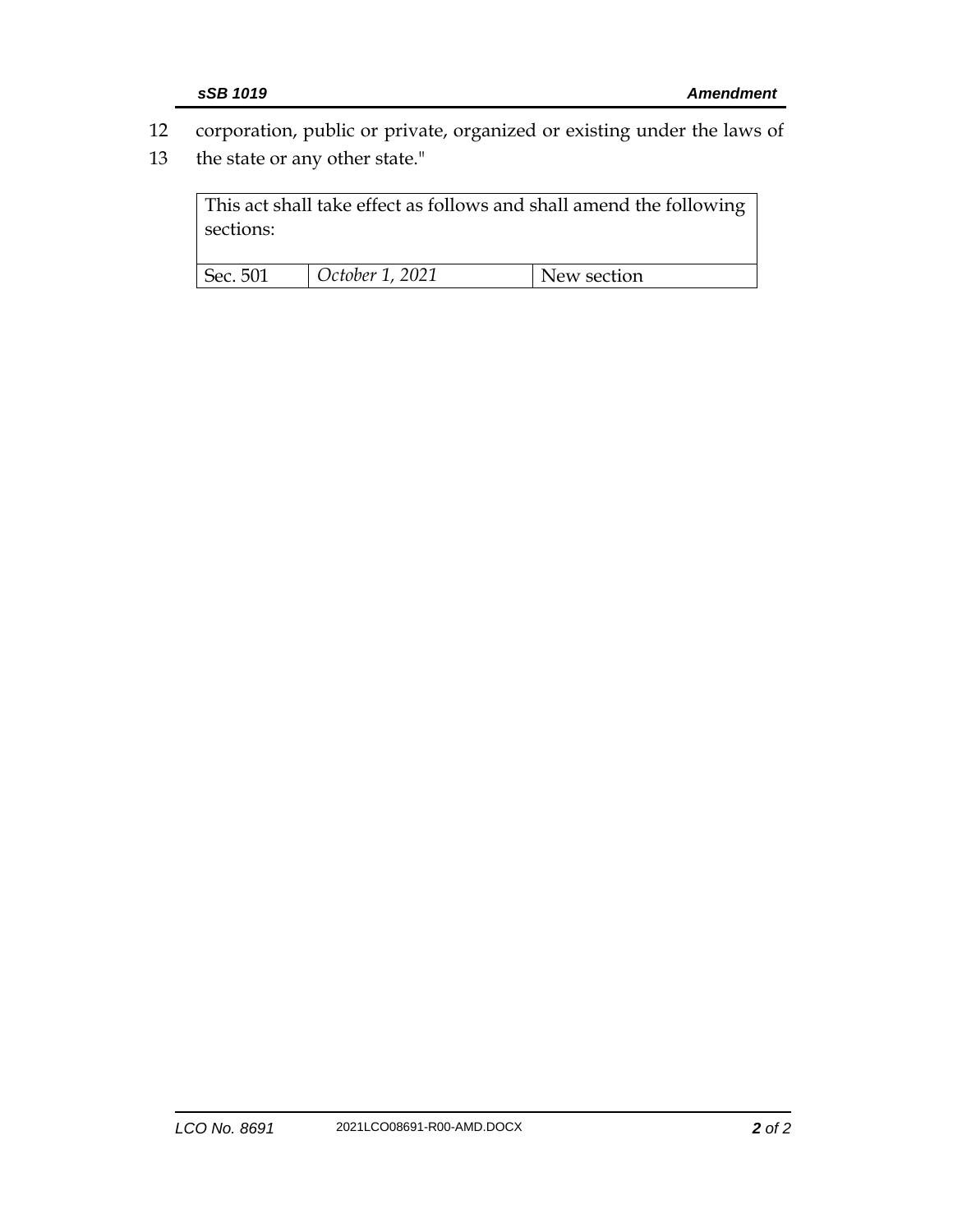12 corporation, public or private, organized or existing under the laws of
13 the state or any other state."

| This act shall take effect as follows and shall amend the following sections: | | |
| --- | --- | --- |
| Sec. 501 | *October 1, 2021* | New section |